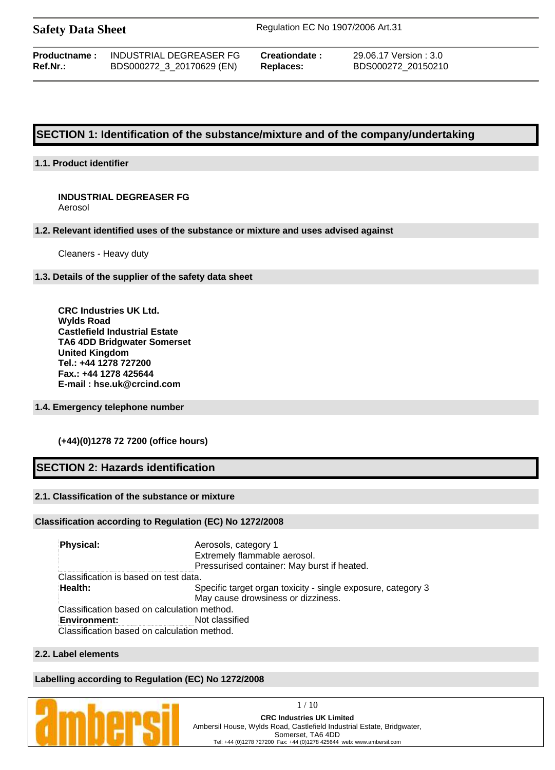| | | | |
|---|---|---|---|
| **Productname :** | INDUSTRIAL DEGREASER FG | **Creationdate :** | 29.06.17 Version : 3.0 |
| **Ref.Nr.:** | BDS000272_3_20170629 (EN) | **Replaces:** | BDS000272_20150210 |

## SECTION 1: Identification of the substance/mixture and of the company/undertaking

### 1.1. Product identifier

**INDUSTRIAL DEGREASER FG**
Aerosol

### 1.2. Relevant identified uses of the substance or mixture and uses advised against

Cleaners - Heavy duty

### 1.3. Details of the supplier of the safety data sheet

**CRC Industries UK Ltd.**
**Wylds Road**
**Castlefield Industrial Estate**
**TA6 4DD Bridgwater Somerset**
**United Kingdom**
**Tel.: +44 1278 727200**
**Fax.: +44 1278 425644**
**E-mail : hse.uk@crcind.com**

### 1.4. Emergency telephone number

**(+44)(0)1278 72 7200 (office hours)**

## SECTION 2: Hazards identification

### 2.1. Classification of the substance or mixture

**Classification according to Regulation (EC) No 1272/2008**

| | |
|---|---|
| **Physical:** | Aerosols, category 1<br>Extremely flammable aerosol.<br>Pressurised container: May burst if heated. |
| Classification is based on test data. | |
| **Health:** | Specific target organ toxicity - single exposure, category 3<br>May cause drowsiness or dizziness. |
| Classification based on calculation method. | |
| **Environment:** | Not classified |
| Classification based on calculation method. | |

### 2.2. Label elements

**Labelling according to Regulation (EC) No 1272/2008**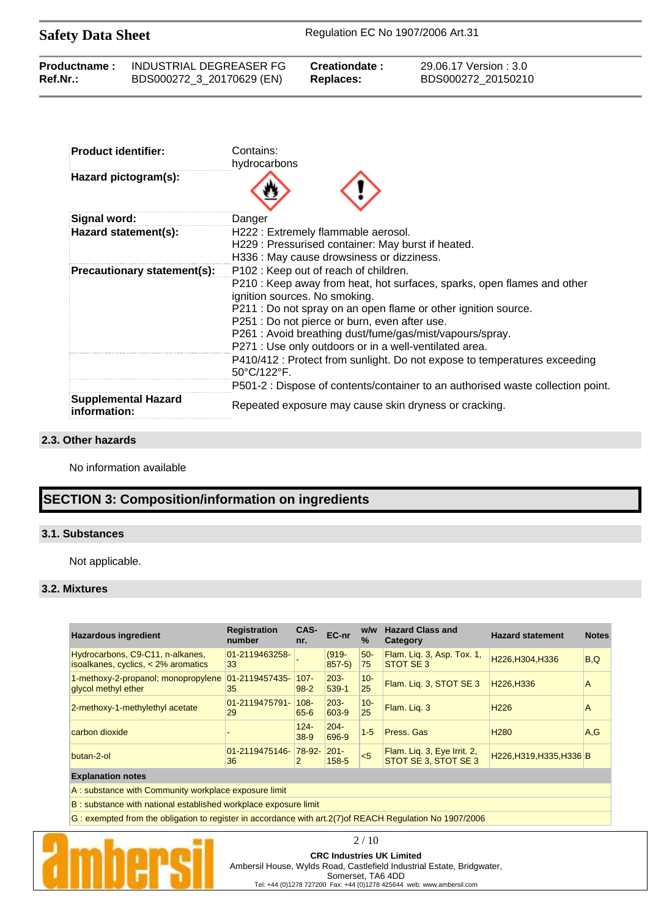| | |
|---|---|
| **Product identifier:** | Contains: hydrocarbons |
| **Hazard pictogram(s):** | |
| **Signal word:** | Danger |
| **Hazard statement(s):** | H222 : Extremely flammable aerosol.<br>H229 : Pressurised container: May burst if heated.<br>H336 : May cause drowsiness or dizziness. |
| **Precautionary statement(s):** | P102 : Keep out of reach of children.<br>P210 : Keep away from heat, hot surfaces, sparks, open flames and other ignition sources. No smoking.<br>P211 : Do not spray on an open flame or other ignition source.<br>P251 : Do not pierce or burn, even after use.<br>P261 : Avoid breathing dust/fume/gas/mist/vapours/spray.<br>P271 : Use only outdoors or in a well-ventilated area. |
| | P410/412 : Protect from sunlight. Do not expose to temperatures exceeding 50°C/122°F. |
| | P501-2 : Dispose of contents/container to an authorised waste collection point. |
| **Supplemental Hazard information:** | Repeated exposure may cause skin dryness or cracking. |

### 2.3. Other hazards

No information available

## SECTION 3: Composition/information on ingredients

### 3.1. Substances

Not applicable.

### 3.2. Mixtures

| Hazardous ingredient | Registration number | CAS-nr. | EC-nr | w/w % | Hazard Class and Category | Hazard statement | Notes |
|---|---|---|---|---|---|---|---|
| Hydrocarbons, C9-C11, n-alkanes, isoalkanes, cyclics, < 2% aromatics | 01-2119463258-33 | - | (919-857-5) | 50-75 | Flam. Liq. 3, Asp. Tox. 1, STOT SE 3 | H226,H304,H336 | B,Q |
| 1-methoxy-2-propanol; monopropylene glycol methyl ether | 01-2119457435-35 | 107-98-2 | 203-539-1 | 10-25 | Flam. Liq. 3, STOT SE 3 | H226,H336 | A |
| 2-methoxy-1-methylethyl acetate | 01-2119475791-29 | 108-65-6 | 203-603-9 | 10-25 | Flam. Liq. 3 | H226 | A |
| carbon dioxide | - | 124-38-9 | 204-696-9 | 1-5 | Press. Gas | H280 | A,G |
| butan-2-ol | 01-2119475146-36 | 78-92-2 | 201-158-5 | <5 | Flam. Liq. 3, Eye Irrit. 2, STOT SE 3, STOT SE 3 | H226,H319,H335,H336 | B |

**Explanation notes**

A : substance with Community workplace exposure limit

B : substance with national established workplace exposure limit

G : exempted from the obligation to register in accordance with art.2(7)of REACH Regulation No 1907/2006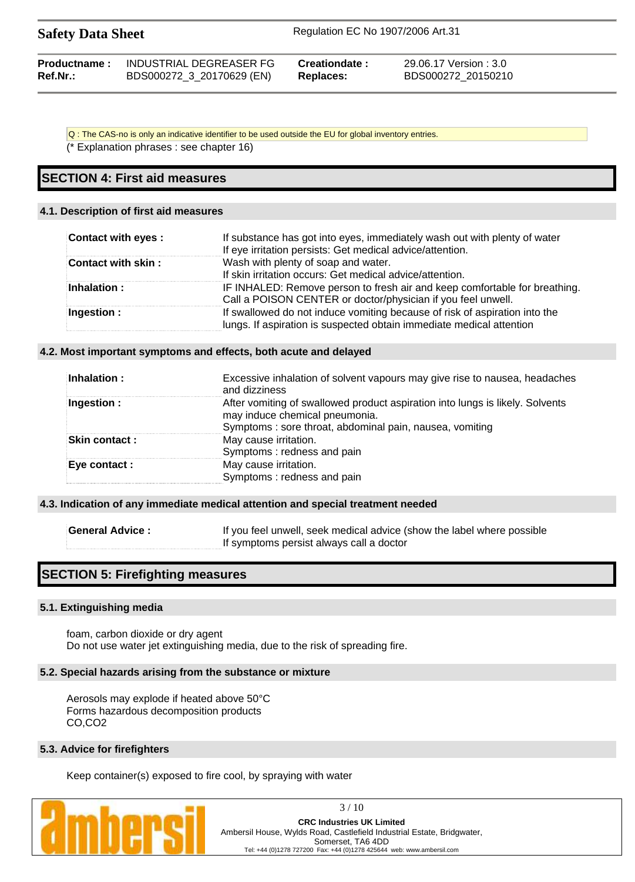Q : The CAS-no is only an indicative identifier to be used outside the EU for global inventory entries.
(* Explanation phrases : see chapter 16)

## SECTION 4: First aid measures

### 4.1. Description of first aid measures

| | |
|---|---|
| **Contact with eyes :** | If substance has got into eyes, immediately wash out with plenty of water<br>If eye irritation persists: Get medical advice/attention. |
| **Contact with skin :** | Wash with plenty of soap and water.<br>If skin irritation occurs: Get medical advice/attention. |
| **Inhalation :** | IF INHALED: Remove person to fresh air and keep comfortable for breathing.<br>Call a POISON CENTER or doctor/physician if you feel unwell. |
| **Ingestion :** | If swallowed do not induce vomiting because of risk of aspiration into the lungs. If aspiration is suspected obtain immediate medical attention |

### 4.2. Most important symptoms and effects, both acute and delayed

| | |
|---|---|
| **Inhalation :** | Excessive inhalation of solvent vapours may give rise to nausea, headaches and dizziness |
| **Ingestion :** | After vomiting of swallowed product aspiration into lungs is likely. Solvents may induce chemical pneumonia.<br>Symptoms : sore throat, abdominal pain, nausea, vomiting |
| **Skin contact :** | May cause irritation.<br>Symptoms : redness and pain |
| **Eye contact :** | May cause irritation.<br>Symptoms : redness and pain |

### 4.3. Indication of any immediate medical attention and special treatment needed

| | |
|---|---|
| **General Advice :** | If you feel unwell, seek medical advice (show the label where possible<br>If symptoms persist always call a doctor |

## SECTION 5: Firefighting measures

### 5.1. Extinguishing media

foam, carbon dioxide or dry agent
Do not use water jet extinguishing media, due to the risk of spreading fire.

### 5.2. Special hazards arising from the substance or mixture

Aerosols may explode if heated above 50°C
Forms hazardous decomposition products
CO,CO2

### 5.3. Advice for firefighters

Keep container(s) exposed to fire cool, by spraying with water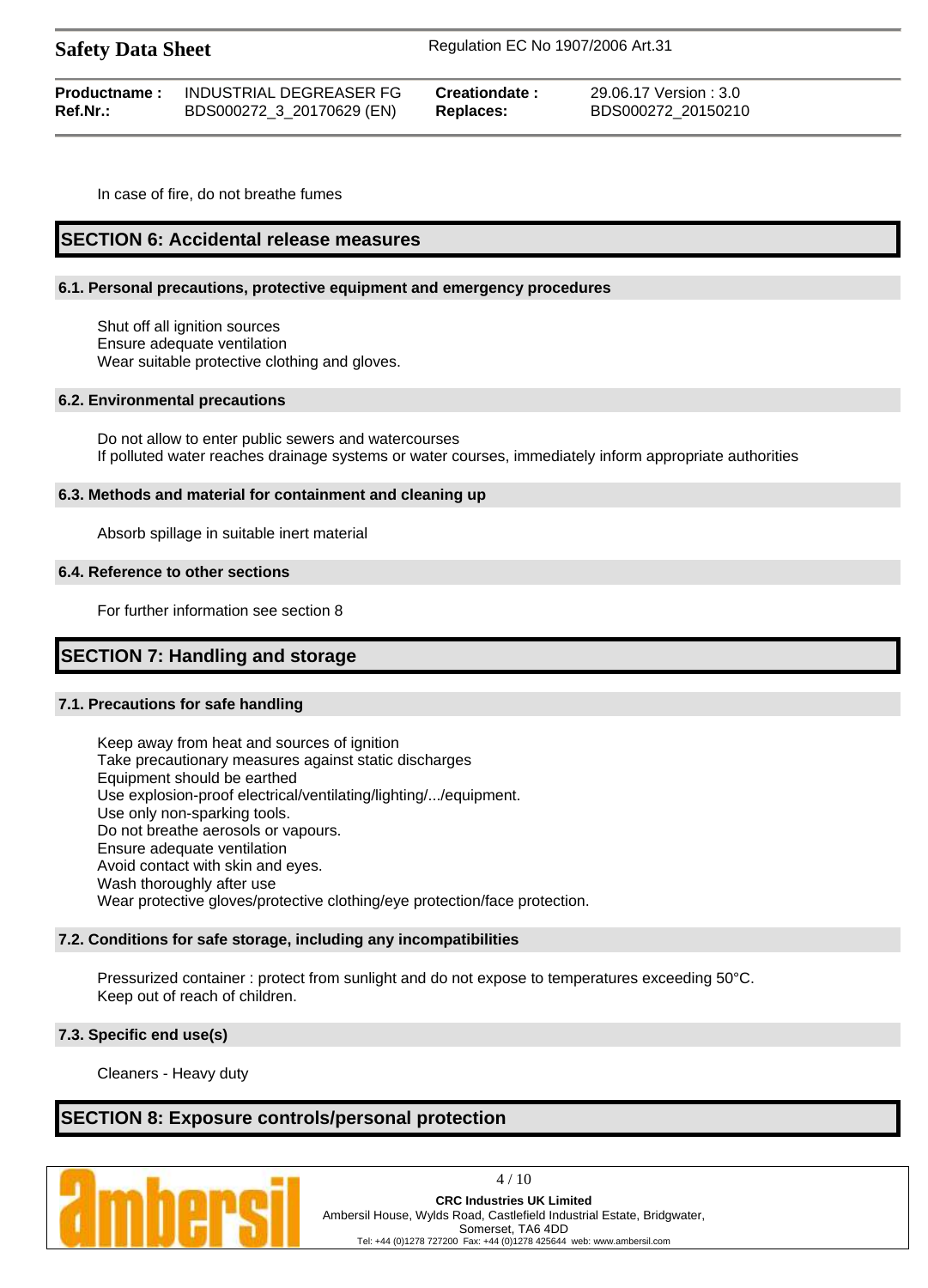In case of fire, do not breathe fumes

## SECTION 6: Accidental release measures

### 6.1. Personal precautions, protective equipment and emergency procedures

Shut off all ignition sources
Ensure adequate ventilation
Wear suitable protective clothing and gloves.

### 6.2. Environmental precautions

Do not allow to enter public sewers and watercourses
If polluted water reaches drainage systems or water courses, immediately inform appropriate authorities

### 6.3. Methods and material for containment and cleaning up

Absorb spillage in suitable inert material

### 6.4. Reference to other sections

For further information see section 8

## SECTION 7: Handling and storage

### 7.1. Precautions for safe handling

Keep away from heat and sources of ignition
Take precautionary measures against static discharges
Equipment should be earthed
Use explosion-proof electrical/ventilating/lighting/.../equipment.
Use only non-sparking tools.
Do not breathe aerosols or vapours.
Ensure adequate ventilation
Avoid contact with skin and eyes.
Wash thoroughly after use
Wear protective gloves/protective clothing/eye protection/face protection.

### 7.2. Conditions for safe storage, including any incompatibilities

Pressurized container : protect from sunlight and do not expose to temperatures exceeding 50°C.
Keep out of reach of children.

### 7.3. Specific end use(s)

Cleaners - Heavy duty

## SECTION 8: Exposure controls/personal protection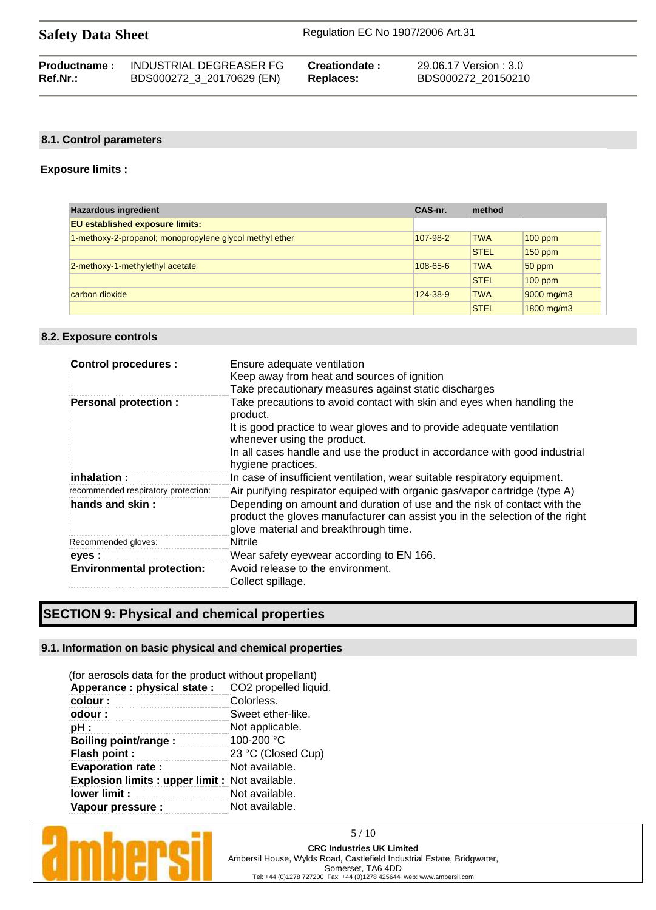## 8.1. Control parameters

**Exposure limits :**

| Hazardous ingredient | CAS-nr. | method | |
|---|---|---|---|
| **EU established exposure limits:** | | | |
| 1-methoxy-2-propanol; monopropylene glycol methyl ether | 107-98-2 | TWA | 100 ppm |
| | | STEL | 150 ppm |
| 2-methoxy-1-methylethyl acetate | 108-65-6 | TWA | 50 ppm |
| | | STEL | 100 ppm |
| carbon dioxide | 124-38-9 | TWA | 9000 mg/m3 |
| | | STEL | 1800 mg/m3 |

## 8.2. Exposure controls

| | |
|---|---|
| **Control procedures :** | Ensure adequate ventilation<br>Keep away from heat and sources of ignition<br>Take precautionary measures against static discharges |
| **Personal protection :** | Take precautions to avoid contact with skin and eyes when handling the product.<br>It is good practice to wear gloves and to provide adequate ventilation whenever using the product.<br>In all cases handle and use the product in accordance with good industrial hygiene practices. |
| **inhalation :** | In case of insufficient ventilation, wear suitable respiratory equipment. |
| recommended respiratory protection: | Air purifying respirator equiped with organic gas/vapor cartridge (type A) |
| **hands and skin :** | Depending on amount and duration of use and the risk of contact with the product the gloves manufacturer can assist you in the selection of the right glove material and breakthrough time. |
| Recommended gloves: | Nitrile |
| **eyes :** | Wear safety eyewear according to EN 166. |
| **Environmental protection:** | Avoid release to the environment.<br>Collect spillage. |

# SECTION 9: Physical and chemical properties

## 9.1. Information on basic physical and chemical properties

(for aerosols data for the product without propellant)

| | |
|---|---|
| **Apperance : physical state :** | CO2 propelled liquid. |
| **colour :** | Colorless. |
| **odour :** | Sweet ether-like. |
| **pH :** | Not applicable. |
| **Boiling point/range :** | 100-200 °C |
| **Flash point :** | 23 °C (Closed Cup) |
| **Evaporation rate :** | Not available. |
| **Explosion limits : upper limit :** | Not available. |
| **lower limit :** | Not available. |
| **Vapour pressure :** | Not available. |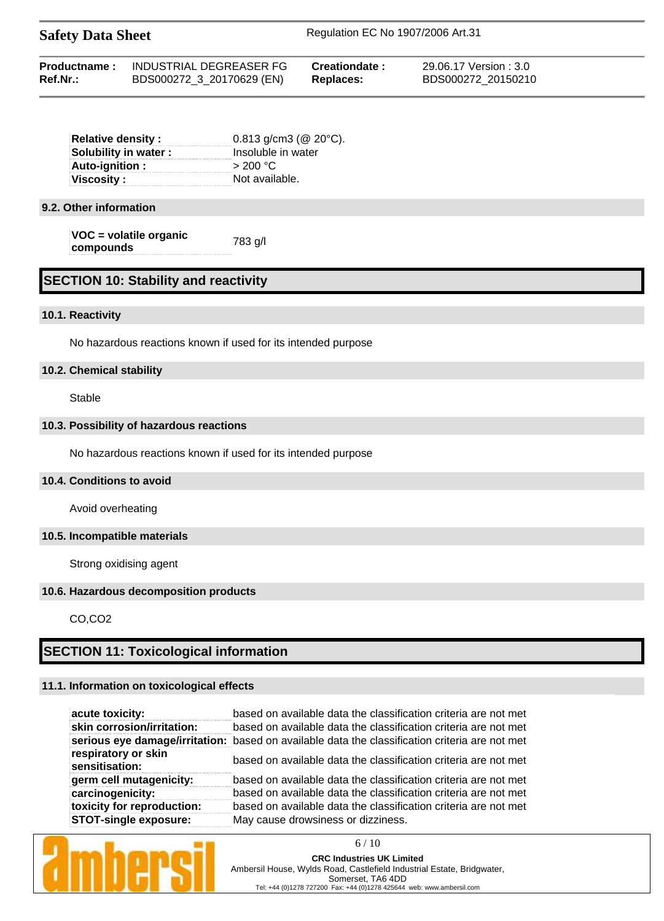| | |
|---|---|
| **Relative density :** | 0.813 g/cm3 (@ 20°C). |
| **Solubility in water :** | Insoluble in water |
| **Auto-ignition :** | > 200 °C |
| **Viscosity :** | Not available. |

### 9.2. Other information

| | |
|---|---|
| **VOC = volatile organic compounds** | 783 g/l |

## SECTION 10: Stability and reactivity

### 10.1. Reactivity

No hazardous reactions known if used for its intended purpose

### 10.2. Chemical stability

Stable

### 10.3. Possibility of hazardous reactions

No hazardous reactions known if used for its intended purpose

### 10.4. Conditions to avoid

Avoid overheating

### 10.5. Incompatible materials

Strong oxidising agent

### 10.6. Hazardous decomposition products

CO,CO2

## SECTION 11: Toxicological information

### 11.1. Information on toxicological effects

| | |
|---|---|
| **acute toxicity:** | based on available data the classification criteria are not met |
| **skin corrosion/irritation:** | based on available data the classification criteria are not met |
| **serious eye damage/irritation:** | based on available data the classification criteria are not met |
| **respiratory or skin sensitisation:** | based on available data the classification criteria are not met |
| **germ cell mutagenicity:** | based on available data the classification criteria are not met |
| **carcinogenicity:** | based on available data the classification criteria are not met |
| **toxicity for reproduction:** | based on available data the classification criteria are not met |
| **STOT-single exposure:** | May cause drowsiness or dizziness. |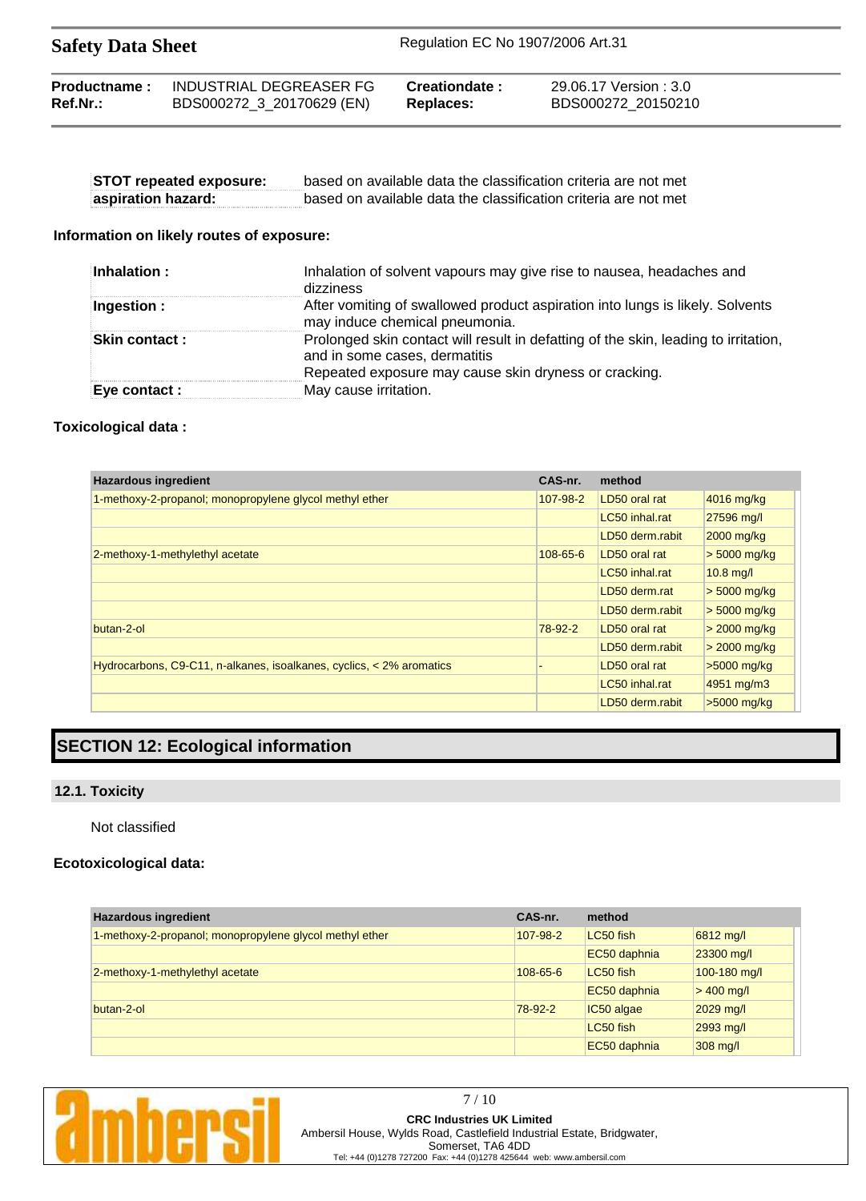| | |
|---|---|
| **STOT repeated exposure:** | based on available data the classification criteria are not met |
| **aspiration hazard:** | based on available data the classification criteria are not met |

**Information on likely routes of exposure:**

| | |
|---|---|
| **Inhalation :** | Inhalation of solvent vapours may give rise to nausea, headaches and dizziness |
| **Ingestion :** | After vomiting of swallowed product aspiration into lungs is likely. Solvents may induce chemical pneumonia. |
| **Skin contact :** | Prolonged skin contact will result in defatting of the skin, leading to irritation, and in some cases, dermatitis<br>Repeated exposure may cause skin dryness or cracking. |
| **Eye contact :** | May cause irritation. |

**Toxicological data :**

| Hazardous ingredient | CAS-nr. | method | |
|---|---|---|---|
| 1-methoxy-2-propanol; monopropylene glycol methyl ether | 107-98-2 | LD50 oral rat | 4016 mg/kg |
| | | LC50 inhal.rat | 27596 mg/l |
| | | LD50 derm.rabit | 2000 mg/kg |
| 2-methoxy-1-methylethyl acetate | 108-65-6 | LD50 oral rat | > 5000 mg/kg |
| | | LC50 inhal.rat | 10.8 mg/l |
| | | LD50 derm.rat | > 5000 mg/kg |
| | | LD50 derm.rabit | > 5000 mg/kg |
| butan-2-ol | 78-92-2 | LD50 oral rat | > 2000 mg/kg |
| | | LD50 derm.rabit | > 2000 mg/kg |
| Hydrocarbons, C9-C11, n-alkanes, isoalkanes, cyclics, < 2% aromatics | - | LD50 oral rat | >5000 mg/kg |
| | | LC50 inhal.rat | 4951 mg/m3 |
| | | LD50 derm.rabit | >5000 mg/kg |

## SECTION 12: Ecological information

### 12.1. Toxicity

Not classified

**Ecotoxicological data:**

| Hazardous ingredient | CAS-nr. | method | |
|---|---|---|---|
| 1-methoxy-2-propanol; monopropylene glycol methyl ether | 107-98-2 | LC50 fish | 6812 mg/l |
| | | EC50 daphnia | 23300 mg/l |
| 2-methoxy-1-methylethyl acetate | 108-65-6 | LC50 fish | 100-180 mg/l |
| | | EC50 daphnia | > 400 mg/l |
| butan-2-ol | 78-92-2 | IC50 algae | 2029 mg/l |
| | | LC50 fish | 2993 mg/l |
| | | EC50 daphnia | 308 mg/l |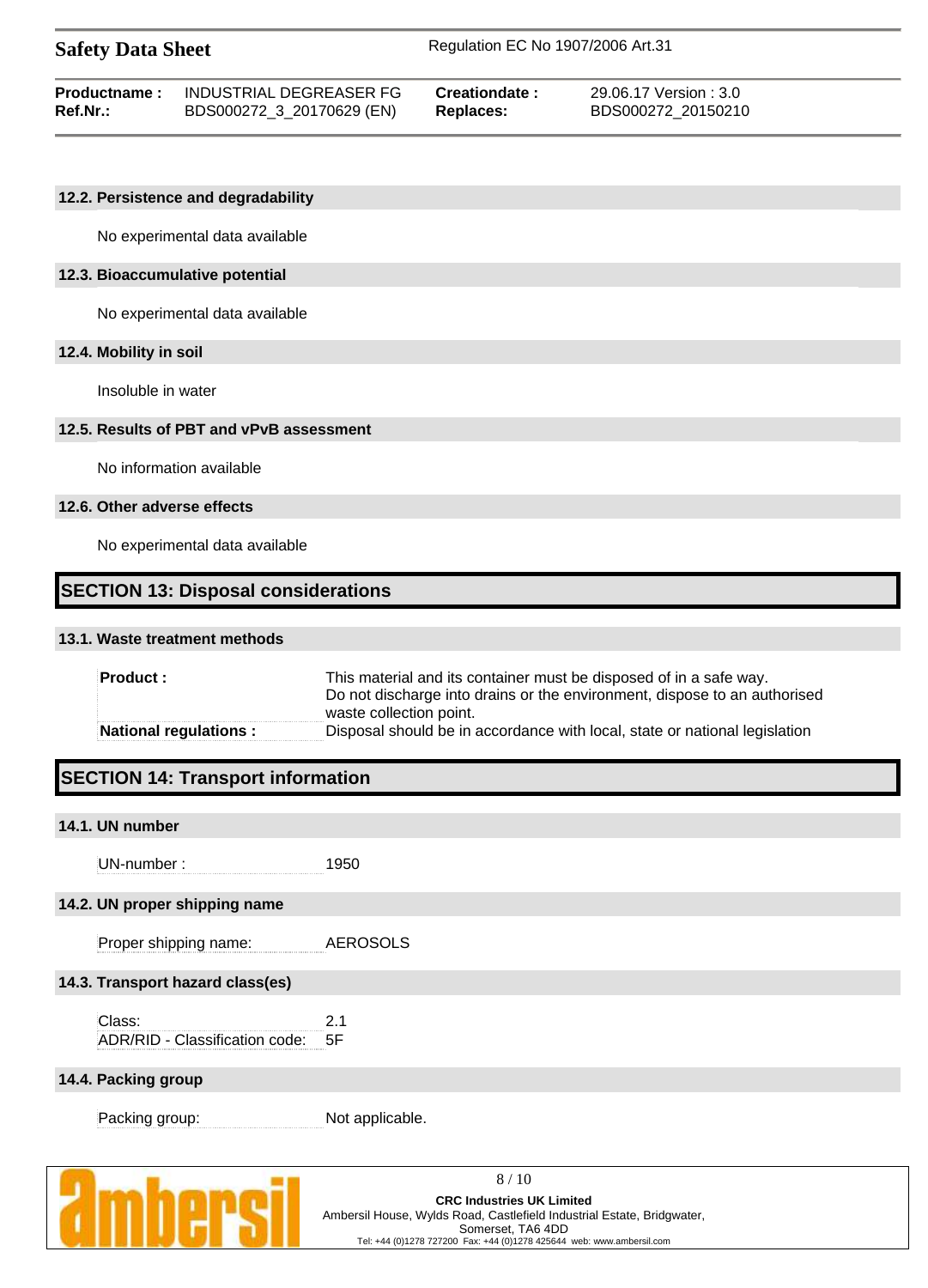### 12.2. Persistence and degradability

No experimental data available

### 12.3. Bioaccumulative potential

No experimental data available

### 12.4. Mobility in soil

Insoluble in water

### 12.5. Results of PBT and vPvB assessment

No information available

### 12.6. Other adverse effects

No experimental data available

## SECTION 13: Disposal considerations

### 13.1. Waste treatment methods

| | |
|---|---|
| **Product :** | This material and its container must be disposed of in a safe way. Do not discharge into drains or the environment, dispose to an authorised waste collection point. |
| **National regulations :** | Disposal should be in accordance with local, state or national legislation |

## SECTION 14: Transport information

### 14.1. UN number

UN-number : 1950

### 14.2. UN proper shipping name

Proper shipping name: AEROSOLS

### 14.3. Transport hazard class(es)

Class: 2.1
ADR/RID - Classification code: 5F

### 14.4. Packing group

Packing group: Not applicable.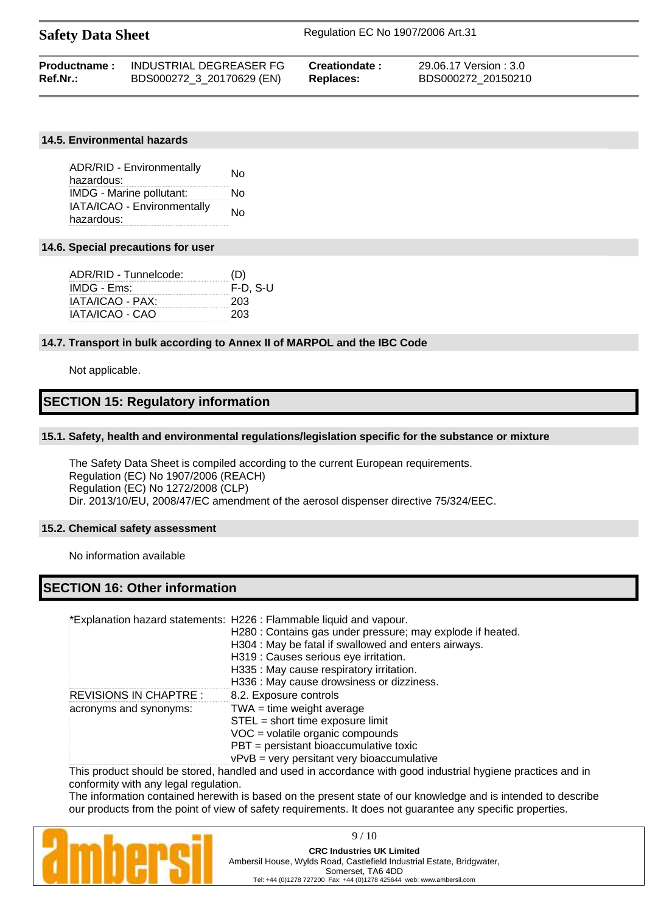#### 14.5. Environmental hazards

| | |
|---|---|
| ADR/RID - Environmentally hazardous: | No |
| IMDG - Marine pollutant: | No |
| IATA/ICAO - Environmentally hazardous: | No |

#### 14.6. Special precautions for user

| | |
|---|---|
| ADR/RID - Tunnelcode: | (D) |
| IMDG - Ems: | F-D, S-U |
| IATA/ICAO - PAX: | 203 |
| IATA/ICAO - CAO | 203 |

#### 14.7. Transport in bulk according to Annex II of MARPOL and the IBC Code

Not applicable.

## SECTION 15: Regulatory information

#### 15.1. Safety, health and environmental regulations/legislation specific for the substance or mixture

The Safety Data Sheet is compiled according to the current European requirements.
Regulation (EC) No 1907/2006 (REACH)
Regulation (EC) No 1272/2008 (CLP)
Dir. 2013/10/EU, 2008/47/EC amendment of the aerosol dispenser directive 75/324/EEC.

#### 15.2. Chemical safety assessment

No information available

## SECTION 16: Other information

| | |
|---|---|
| *Explanation hazard statements: | H226 : Flammable liquid and vapour.<br>H280 : Contains gas under pressure; may explode if heated.<br>H304 : May be fatal if swallowed and enters airways.<br>H319 : Causes serious eye irritation.<br>H335 : May cause respiratory irritation.<br>H336 : May cause drowsiness or dizziness. |
| REVISIONS IN CHAPTRE : | 8.2. Exposure controls |
| acronyms and synonyms: | TWA = time weight average<br>STEL = short time exposure limit<br>VOC = volatile organic compounds<br>PBT = persistant bioaccumulative toxic<br>vPvB = very persitant very bioaccumulative |

This product should be stored, handled and used in accordance with good industrial hygiene practices and in conformity with any legal regulation.
The information contained herewith is based on the present state of our knowledge and is intended to describe our products from the point of view of safety requirements. It does not guarantee any specific properties.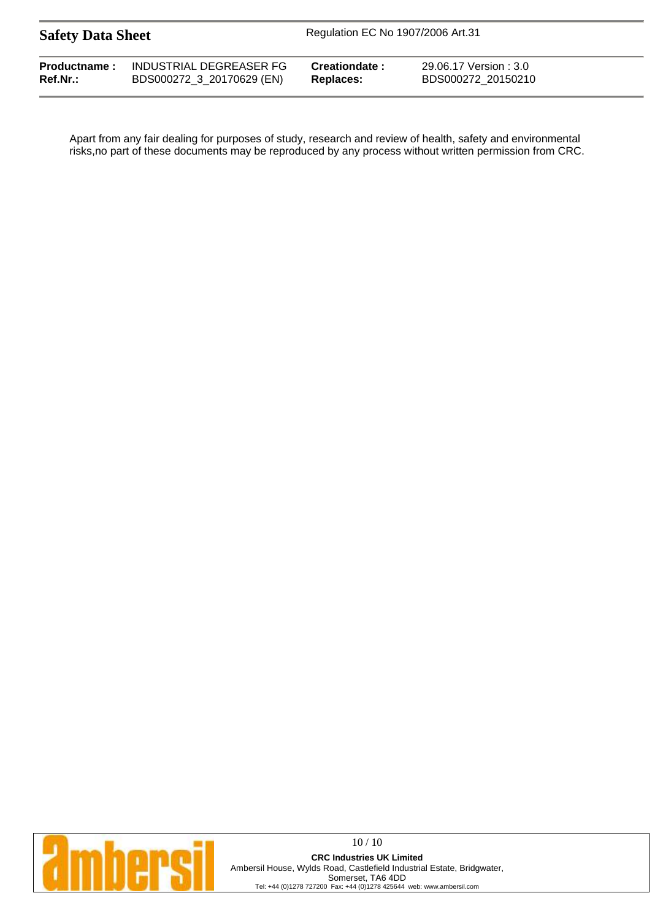Apart from any fair dealing for purposes of study, research and review of health, safety and environmental risks,no part of these documents may be reproduced by any process without written permission from CRC.